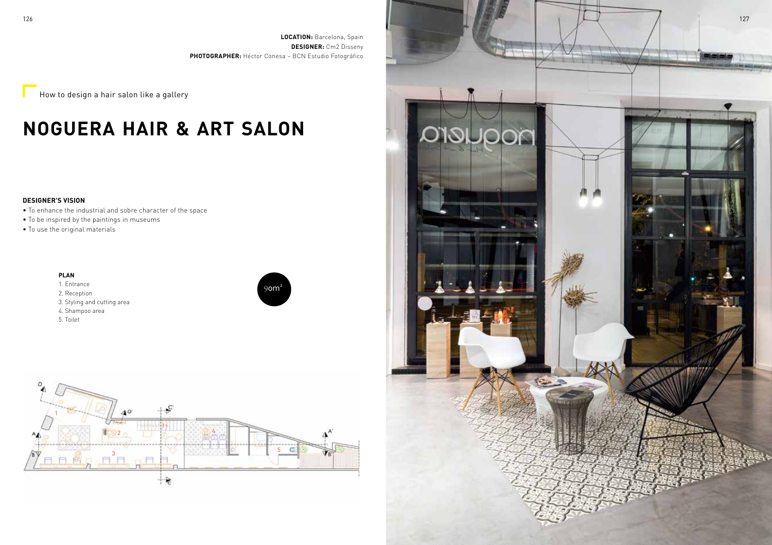**LOCATION:** Barcelona, Spain
**DESIGNER:** Cm2 Disseny
**PHOTOGRAPHER:** Héctor Conesa – BCN Estudio Fotográfico

How to design a hair salon like a gallery

# NOGUERA HAIR & ART SALON

**DESIGNER'S VISION**

- To enhance the industrial and sobre character of the space
- To be inspired by the paintings in museums
- To use the original materials

**PLAN**

1. Entrance
2. Reception
3. Styling and cutting area
4. Shampoo area
5. Toilet

90m²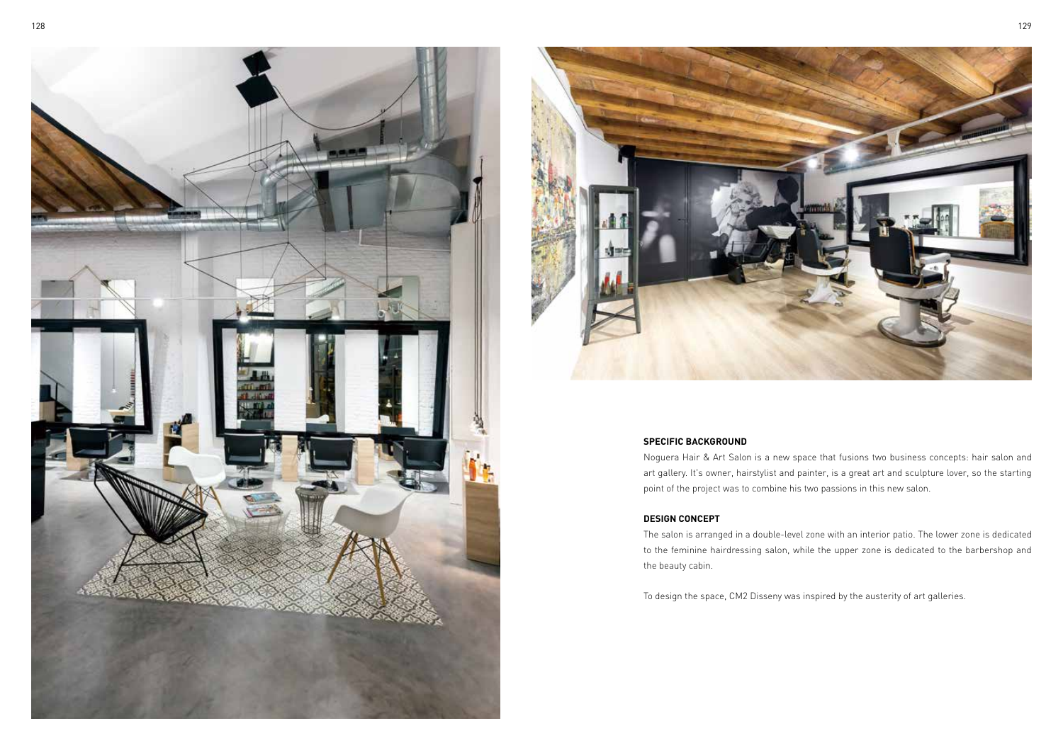### SPECIFIC BACKGROUND

Noguera Hair & Art Salon is a new space that fusions two business concepts: hair salon and art gallery. It's owner, hairstylist and painter, is a great art and sculpture lover, so the starting point of the project was to combine his two passions in this new salon.

### DESIGN CONCEPT

The salon is arranged in a double-level zone with an interior patio. The lower zone is dedicated to the feminine hairdressing salon, while the upper zone is dedicated to the barbershop and the beauty cabin.

To design the space, CM2 Disseny was inspired by the austerity of art galleries.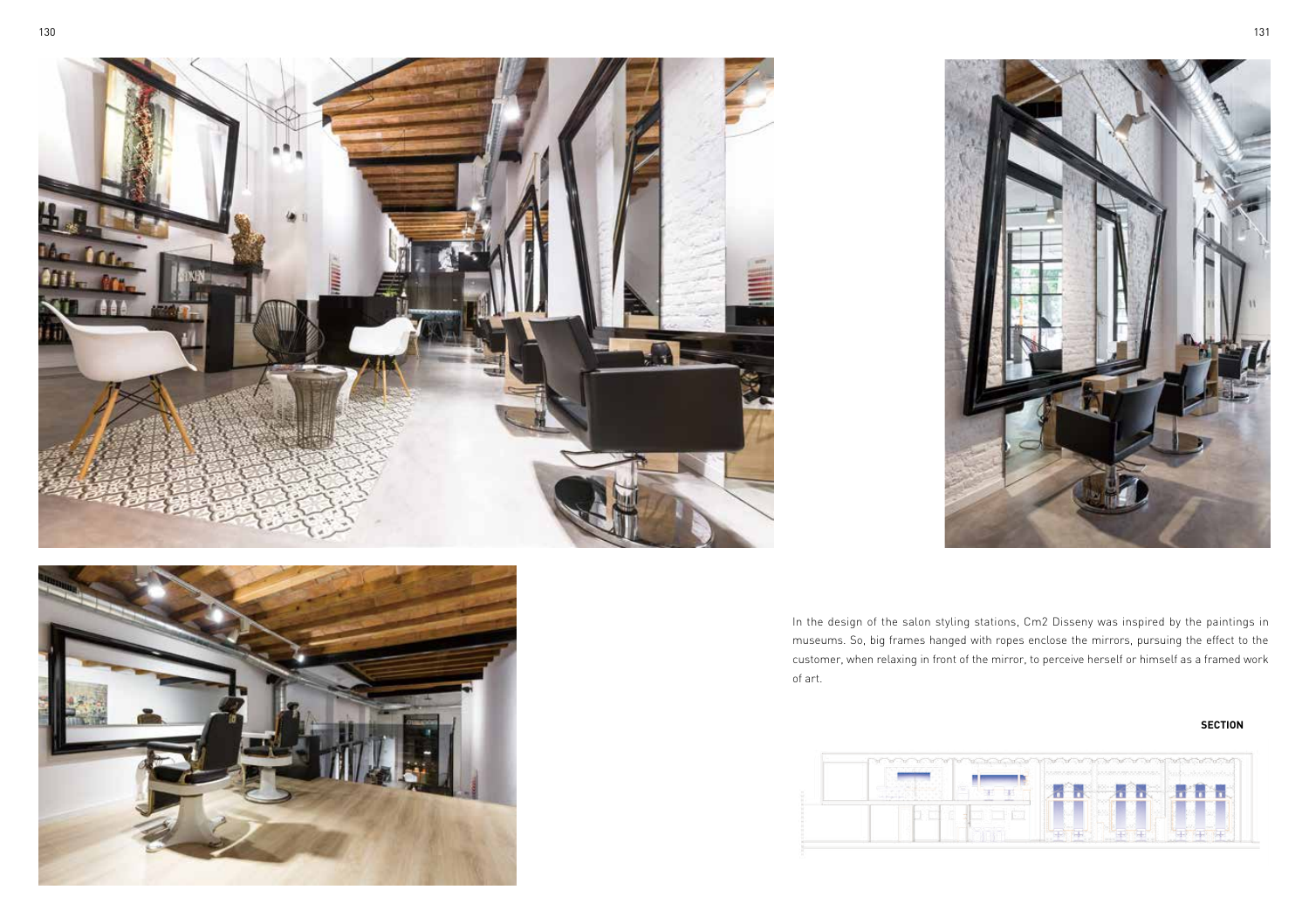In the design of the salon styling stations, Cm2 Disseny was inspired by the paintings in museums. So, big frames hanged with ropes enclose the mirrors, pursuing the effect to the customer, when relaxing in front of the mirror, to perceive herself or himself as a framed work of art.

**SECTION**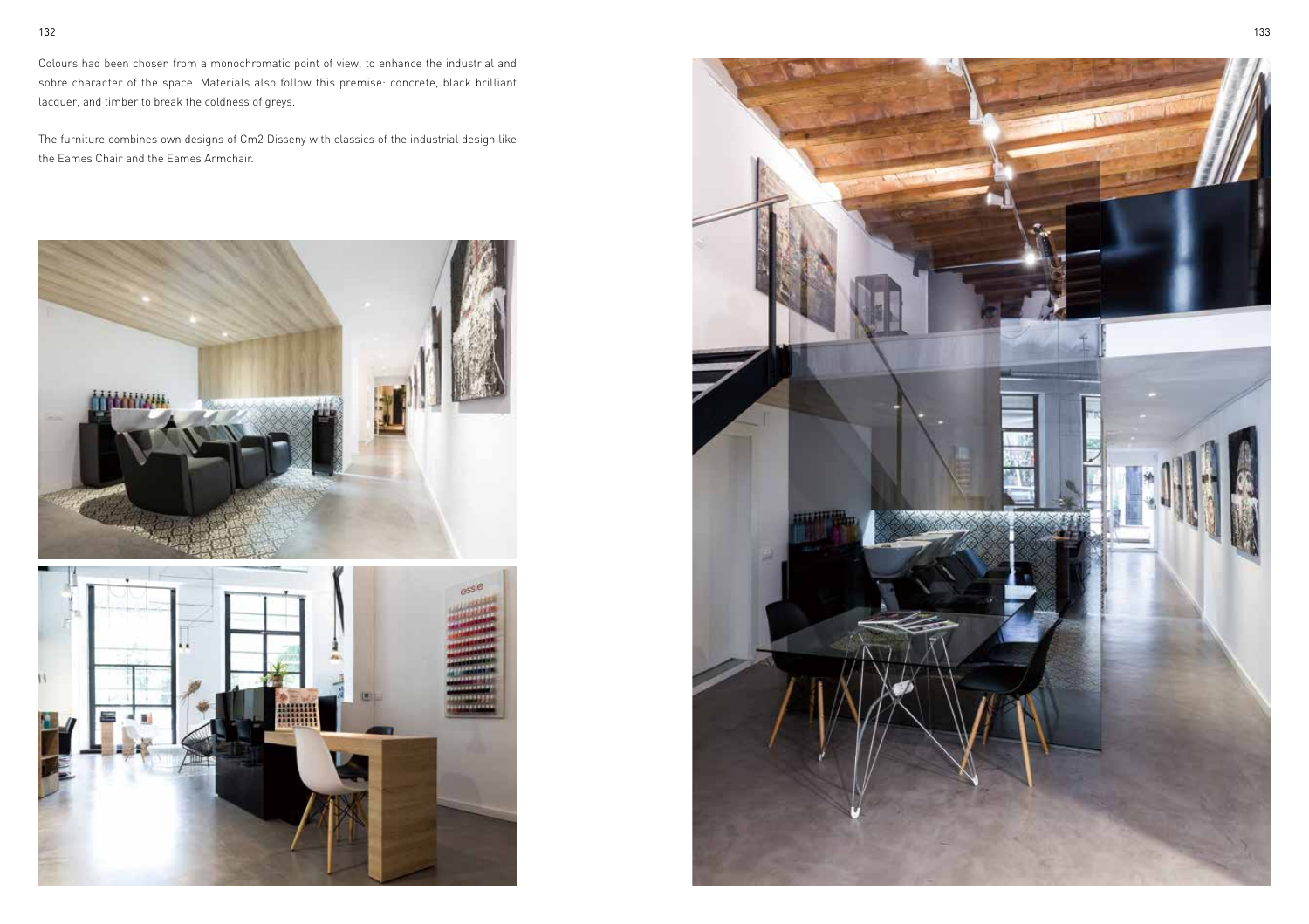Colours had been chosen from a monochromatic point of view, to enhance the industrial and sobre character of the space. Materials also follow this premise: concrete, black brilliant lacquer, and timber to break the coldness of greys.

The furniture combines own designs of Cm2 Disseny with classics of the industrial design like the Eames Chair and the Eames Armchair.